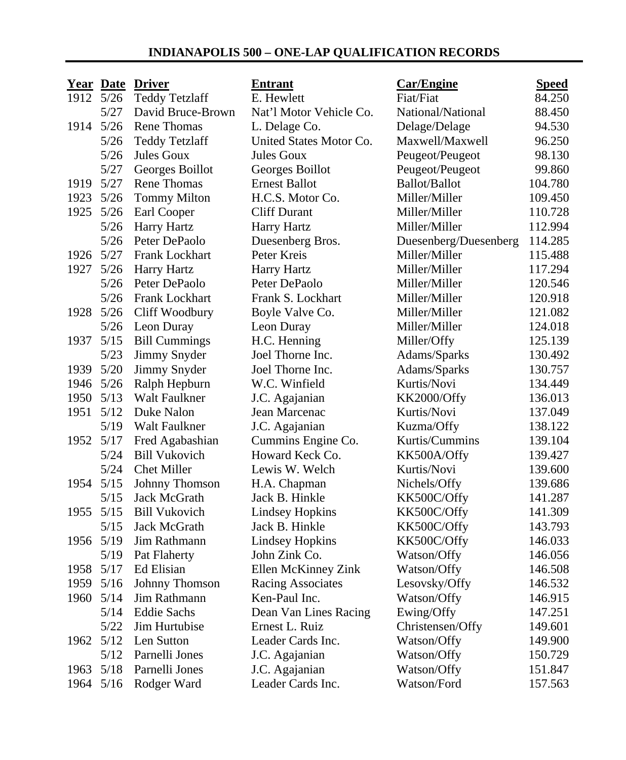# INDIANAPOLIS 500 – ONE-LAP QUALIFICATION RECORDS

| Year | Date | Driver | Entrant | Car/Engine | Speed |
|---|---|---|---|---|---|
| 1912 | 5/26 | Teddy Tetzlaff | E. Hewlett | Fiat/Fiat | 84.250 |
| | 5/27 | David Bruce-Brown | Nat'l Motor Vehicle Co. | National/National | 88.450 |
| 1914 | 5/26 | Rene Thomas | L. Delage Co. | Delage/Delage | 94.530 |
| | 5/26 | Teddy Tetzlaff | United States Motor Co. | Maxwell/Maxwell | 96.250 |
| | 5/26 | Jules Goux | Jules Goux | Peugeot/Peugeot | 98.130 |
| | 5/27 | Georges Boillot | Georges Boillot | Peugeot/Peugeot | 99.860 |
| 1919 | 5/27 | Rene Thomas | Ernest Ballot | Ballot/Ballot | 104.780 |
| 1923 | 5/26 | Tommy Milton | H.C.S. Motor Co. | Miller/Miller | 109.450 |
| 1925 | 5/26 | Earl Cooper | Cliff Durant | Miller/Miller | 110.728 |
| | 5/26 | Harry Hartz | Harry Hartz | Miller/Miller | 112.994 |
| | 5/26 | Peter DePaolo | Duesenberg Bros. | Duesenberg/Duesenberg | 114.285 |
| 1926 | 5/27 | Frank Lockhart | Peter Kreis | Miller/Miller | 115.488 |
| 1927 | 5/26 | Harry Hartz | Harry Hartz | Miller/Miller | 117.294 |
| | 5/26 | Peter DePaolo | Peter DePaolo | Miller/Miller | 120.546 |
| | 5/26 | Frank Lockhart | Frank S. Lockhart | Miller/Miller | 120.918 |
| 1928 | 5/26 | Cliff Woodbury | Boyle Valve Co. | Miller/Miller | 121.082 |
| | 5/26 | Leon Duray | Leon Duray | Miller/Miller | 124.018 |
| 1937 | 5/15 | Bill Cummings | H.C. Henning | Miller/Offy | 125.139 |
| | 5/23 | Jimmy Snyder | Joel Thorne Inc. | Adams/Sparks | 130.492 |
| 1939 | 5/20 | Jimmy Snyder | Joel Thorne Inc. | Adams/Sparks | 130.757 |
| 1946 | 5/26 | Ralph Hepburn | W.C. Winfield | Kurtis/Novi | 134.449 |
| 1950 | 5/13 | Walt Faulkner | J.C. Agajanian | KK2000/Offy | 136.013 |
| 1951 | 5/12 | Duke Nalon | Jean Marcenac | Kurtis/Novi | 137.049 |
| | 5/19 | Walt Faulkner | J.C. Agajanian | Kuzma/Offy | 138.122 |
| 1952 | 5/17 | Fred Agabashian | Cummins Engine Co. | Kurtis/Cummins | 139.104 |
| | 5/24 | Bill Vukovich | Howard Keck Co. | KK500A/Offy | 139.427 |
| | 5/24 | Chet Miller | Lewis W. Welch | Kurtis/Novi | 139.600 |
| 1954 | 5/15 | Johnny Thomson | H.A. Chapman | Nichels/Offy | 139.686 |
| | 5/15 | Jack McGrath | Jack B. Hinkle | KK500C/Offy | 141.287 |
| 1955 | 5/15 | Bill Vukovich | Lindsey Hopkins | KK500C/Offy | 141.309 |
| | 5/15 | Jack McGrath | Jack B. Hinkle | KK500C/Offy | 143.793 |
| 1956 | 5/19 | Jim Rathmann | Lindsey Hopkins | KK500C/Offy | 146.033 |
| | 5/19 | Pat Flaherty | John Zink Co. | Watson/Offy | 146.056 |
| 1958 | 5/17 | Ed Elisian | Ellen McKinney Zink | Watson/Offy | 146.508 |
| 1959 | 5/16 | Johnny Thomson | Racing Associates | Lesovsky/Offy | 146.532 |
| 1960 | 5/14 | Jim Rathmann | Ken-Paul Inc. | Watson/Offy | 146.915 |
| | 5/14 | Eddie Sachs | Dean Van Lines Racing | Ewing/Offy | 147.251 |
| | 5/22 | Jim Hurtubise | Ernest L. Ruiz | Christensen/Offy | 149.601 |
| 1962 | 5/12 | Len Sutton | Leader Cards Inc. | Watson/Offy | 149.900 |
| | 5/12 | Parnelli Jones | J.C. Agajanian | Watson/Offy | 150.729 |
| 1963 | 5/18 | Parnelli Jones | J.C. Agajanian | Watson/Offy | 151.847 |
| 1964 | 5/16 | Rodger Ward | Leader Cards Inc. | Watson/Ford | 157.563 |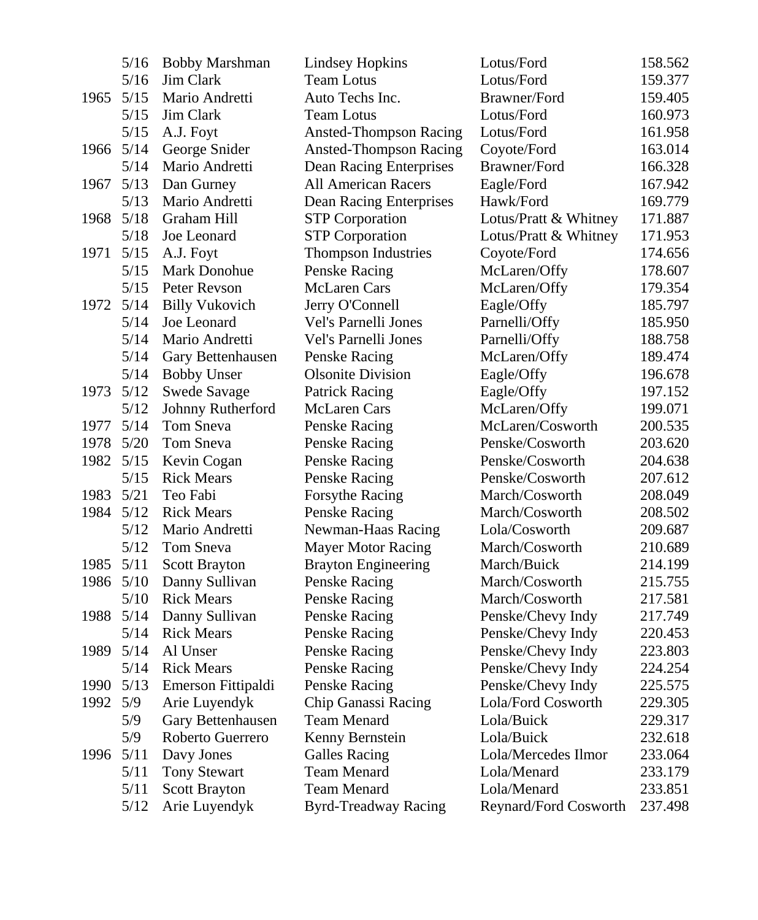|  |  |  |  |  |  |
|---|---|---|---|---|---|
|  | 5/16 | Bobby Marshman | Lindsey Hopkins | Lotus/Ford | 158.562 |
|  | 5/16 | Jim Clark | Team Lotus | Lotus/Ford | 159.377 |
| 1965 | 5/15 | Mario Andretti | Auto Techs Inc. | Brawner/Ford | 159.405 |
|  | 5/15 | Jim Clark | Team Lotus | Lotus/Ford | 160.973 |
|  | 5/15 | A.J. Foyt | Ansted-Thompson Racing | Lotus/Ford | 161.958 |
| 1966 | 5/14 | George Snider | Ansted-Thompson Racing | Coyote/Ford | 163.014 |
|  | 5/14 | Mario Andretti | Dean Racing Enterprises | Brawner/Ford | 166.328 |
| 1967 | 5/13 | Dan Gurney | All American Racers | Eagle/Ford | 167.942 |
|  | 5/13 | Mario Andretti | Dean Racing Enterprises | Hawk/Ford | 169.779 |
| 1968 | 5/18 | Graham Hill | STP Corporation | Lotus/Pratt & Whitney | 171.887 |
|  | 5/18 | Joe Leonard | STP Corporation | Lotus/Pratt & Whitney | 171.953 |
| 1971 | 5/15 | A.J. Foyt | Thompson Industries | Coyote/Ford | 174.656 |
|  | 5/15 | Mark Donohue | Penske Racing | McLaren/Offy | 178.607 |
|  | 5/15 | Peter Revson | McLaren Cars | McLaren/Offy | 179.354 |
| 1972 | 5/14 | Billy Vukovich | Jerry O'Connell | Eagle/Offy | 185.797 |
|  | 5/14 | Joe Leonard | Vel's Parnelli Jones | Parnelli/Offy | 185.950 |
|  | 5/14 | Mario Andretti | Vel's Parnelli Jones | Parnelli/Offy | 188.758 |
|  | 5/14 | Gary Bettenhausen | Penske Racing | McLaren/Offy | 189.474 |
|  | 5/14 | Bobby Unser | Olsonite Division | Eagle/Offy | 196.678 |
| 1973 | 5/12 | Swede Savage | Patrick Racing | Eagle/Offy | 197.152 |
|  | 5/12 | Johnny Rutherford | McLaren Cars | McLaren/Offy | 199.071 |
| 1977 | 5/14 | Tom Sneva | Penske Racing | McLaren/Cosworth | 200.535 |
| 1978 | 5/20 | Tom Sneva | Penske Racing | Penske/Cosworth | 203.620 |
| 1982 | 5/15 | Kevin Cogan | Penske Racing | Penske/Cosworth | 204.638 |
|  | 5/15 | Rick Mears | Penske Racing | Penske/Cosworth | 207.612 |
| 1983 | 5/21 | Teo Fabi | Forsythe Racing | March/Cosworth | 208.049 |
| 1984 | 5/12 | Rick Mears | Penske Racing | March/Cosworth | 208.502 |
|  | 5/12 | Mario Andretti | Newman-Haas Racing | Lola/Cosworth | 209.687 |
|  | 5/12 | Tom Sneva | Mayer Motor Racing | March/Cosworth | 210.689 |
| 1985 | 5/11 | Scott Brayton | Brayton Engineering | March/Buick | 214.199 |
| 1986 | 5/10 | Danny Sullivan | Penske Racing | March/Cosworth | 215.755 |
|  | 5/10 | Rick Mears | Penske Racing | March/Cosworth | 217.581 |
| 1988 | 5/14 | Danny Sullivan | Penske Racing | Penske/Chevy Indy | 217.749 |
|  | 5/14 | Rick Mears | Penske Racing | Penske/Chevy Indy | 220.453 |
| 1989 | 5/14 | Al Unser | Penske Racing | Penske/Chevy Indy | 223.803 |
|  | 5/14 | Rick Mears | Penske Racing | Penske/Chevy Indy | 224.254 |
| 1990 | 5/13 | Emerson Fittipaldi | Penske Racing | Penske/Chevy Indy | 225.575 |
| 1992 | 5/9 | Arie Luyendyk | Chip Ganassi Racing | Lola/Ford Cosworth | 229.305 |
|  | 5/9 | Gary Bettenhausen | Team Menard | Lola/Buick | 229.317 |
|  | 5/9 | Roberto Guerrero | Kenny Bernstein | Lola/Buick | 232.618 |
| 1996 | 5/11 | Davy Jones | Galles Racing | Lola/Mercedes Ilmor | 233.064 |
|  | 5/11 | Tony Stewart | Team Menard | Lola/Menard | 233.179 |
|  | 5/11 | Scott Brayton | Team Menard | Lola/Menard | 233.851 |
|  | 5/12 | Arie Luyendyk | Byrd-Treadway Racing | Reynard/Ford Cosworth | 237.498 |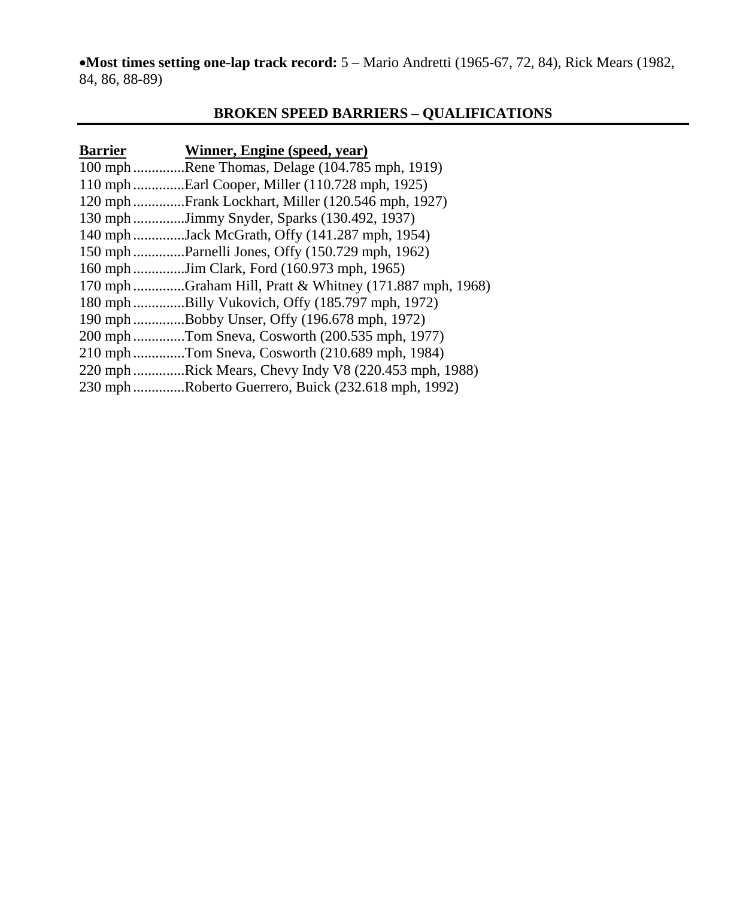•**Most times setting one-lap track record:** 5 – Mario Andretti (1965-67, 72, 84), Rick Mears (1982, 84, 86, 88-89)

## BROKEN SPEED BARRIERS – QUALIFICATIONS

| Barrier | Winner, Engine (speed, year) |
|---|---|
| 100 mph | Rene Thomas, Delage (104.785 mph, 1919) |
| 110 mph | Earl Cooper, Miller (110.728 mph, 1925) |
| 120 mph | Frank Lockhart, Miller (120.546 mph, 1927) |
| 130 mph | Jimmy Snyder, Sparks (130.492, 1937) |
| 140 mph | Jack McGrath, Offy (141.287 mph, 1954) |
| 150 mph | Parnelli Jones, Offy (150.729 mph, 1962) |
| 160 mph | Jim Clark, Ford (160.973 mph, 1965) |
| 170 mph | Graham Hill, Pratt & Whitney (171.887 mph, 1968) |
| 180 mph | Billy Vukovich, Offy (185.797 mph, 1972) |
| 190 mph | Bobby Unser, Offy (196.678 mph, 1972) |
| 200 mph | Tom Sneva, Cosworth (200.535 mph, 1977) |
| 210 mph | Tom Sneva, Cosworth (210.689 mph, 1984) |
| 220 mph | Rick Mears, Chevy Indy V8 (220.453 mph, 1988) |
| 230 mph | Roberto Guerrero, Buick (232.618 mph, 1992) |